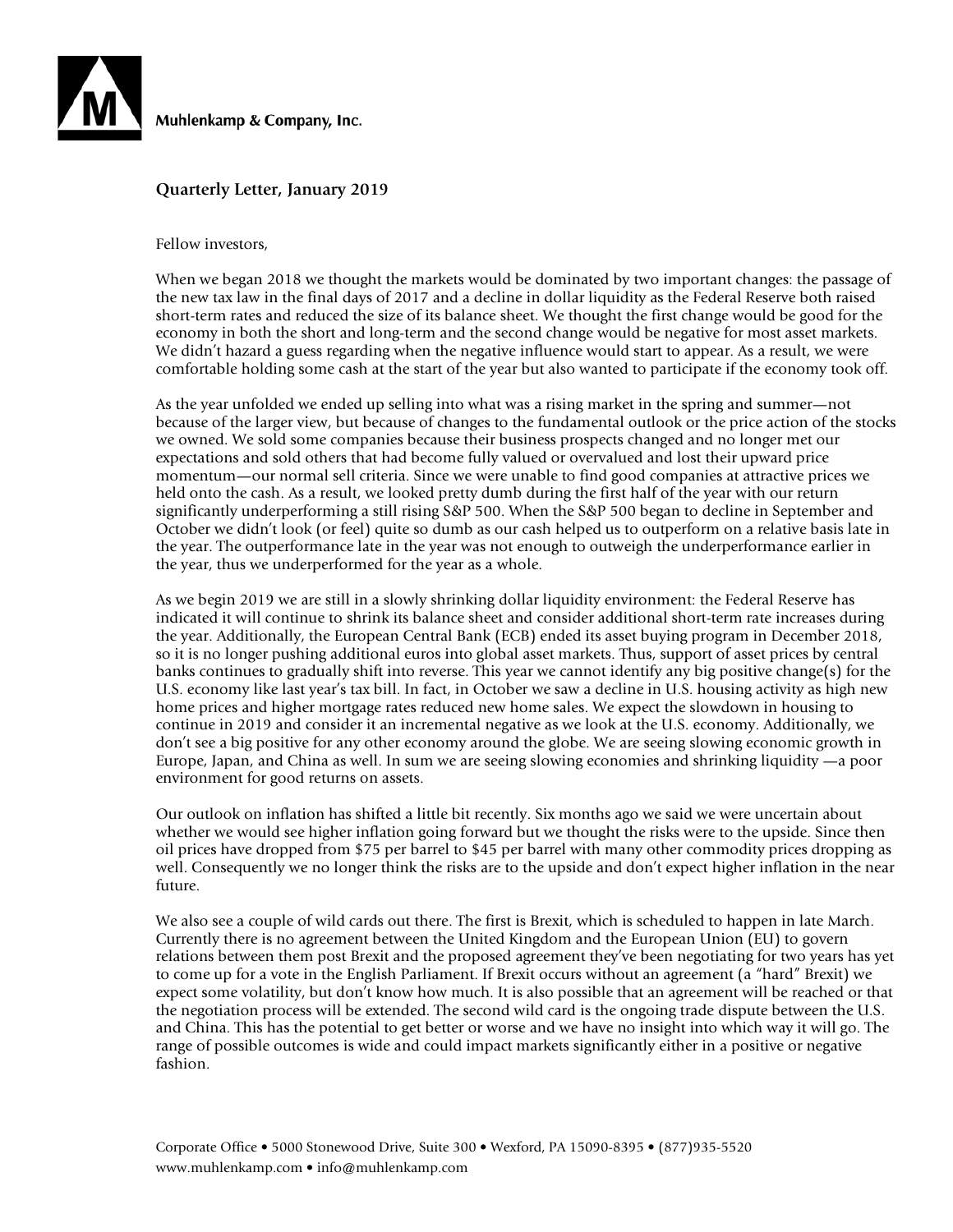Muhlenkamp & Company, Inc.

## Quarterly Letter, January 2019

Fellow investors,

When we began 2018 we thought the markets would be dominated by two important changes: the passage of the new tax law in the final days of 2017 and a decline in dollar liquidity as the Federal Reserve both raised short-term rates and reduced the size of its balance sheet. We thought the first change would be good for the economy in both the short and long-term and the second change would be negative for most asset markets. We didn't hazard a guess regarding when the negative influence would start to appear. As a result, we were comfortable holding some cash at the start of the year but also wanted to participate if the economy took off.

As the year unfolded we ended up selling into what was a rising market in the spring and summer—not because of the larger view, but because of changes to the fundamental outlook or the price action of the stocks we owned. We sold some companies because their business prospects changed and no longer met our expectations and sold others that had become fully valued or overvalued and lost their upward price momentum—our normal sell criteria. Since we were unable to find good companies at attractive prices we held onto the cash. As a result, we looked pretty dumb during the first half of the year with our return significantly underperforming a still rising S&P 500. When the S&P 500 began to decline in September and October we didn't look (or feel) quite so dumb as our cash helped us to outperform on a relative basis late in the year. The outperformance late in the year was not enough to outweigh the underperformance earlier in the year, thus we underperformed for the year as a whole.

As we begin 2019 we are still in a slowly shrinking dollar liquidity environment: the Federal Reserve has indicated it will continue to shrink its balance sheet and consider additional short-term rate increases during the year. Additionally, the European Central Bank (ECB) ended its asset buying program in December 2018, so it is no longer pushing additional euros into global asset markets. Thus, support of asset prices by central banks continues to gradually shift into reverse. This year we cannot identify any big positive change(s) for the U.S. economy like last year's tax bill. In fact, in October we saw a decline in U.S. housing activity as high new home prices and higher mortgage rates reduced new home sales. We expect the slowdown in housing to continue in 2019 and consider it an incremental negative as we look at the U.S. economy. Additionally, we don't see a big positive for any other economy around the globe. We are seeing slowing economic growth in Europe, Japan, and China as well. In sum we are seeing slowing economies and shrinking liquidity —a poor environment for good returns on assets.

Our outlook on inflation has shifted a little bit recently. Six months ago we said we were uncertain about whether we would see higher inflation going forward but we thought the risks were to the upside. Since then oil prices have dropped from $75 per barrel to $45 per barrel with many other commodity prices dropping as well. Consequently we no longer think the risks are to the upside and don't expect higher inflation in the near future.

We also see a couple of wild cards out there. The first is Brexit, which is scheduled to happen in late March. Currently there is no agreement between the United Kingdom and the European Union (EU) to govern relations between them post Brexit and the proposed agreement they've been negotiating for two years has yet to come up for a vote in the English Parliament. If Brexit occurs without an agreement (a "hard" Brexit) we expect some volatility, but don't know how much. It is also possible that an agreement will be reached or that the negotiation process will be extended. The second wild card is the ongoing trade dispute between the U.S. and China. This has the potential to get better or worse and we have no insight into which way it will go. The range of possible outcomes is wide and could impact markets significantly either in a positive or negative fashion.

Corporate Office • 5000 Stonewood Drive, Suite 300 • Wexford, PA 15090-8395 • (877)935-5520
www.muhlenkamp.com • info@muhlenkamp.com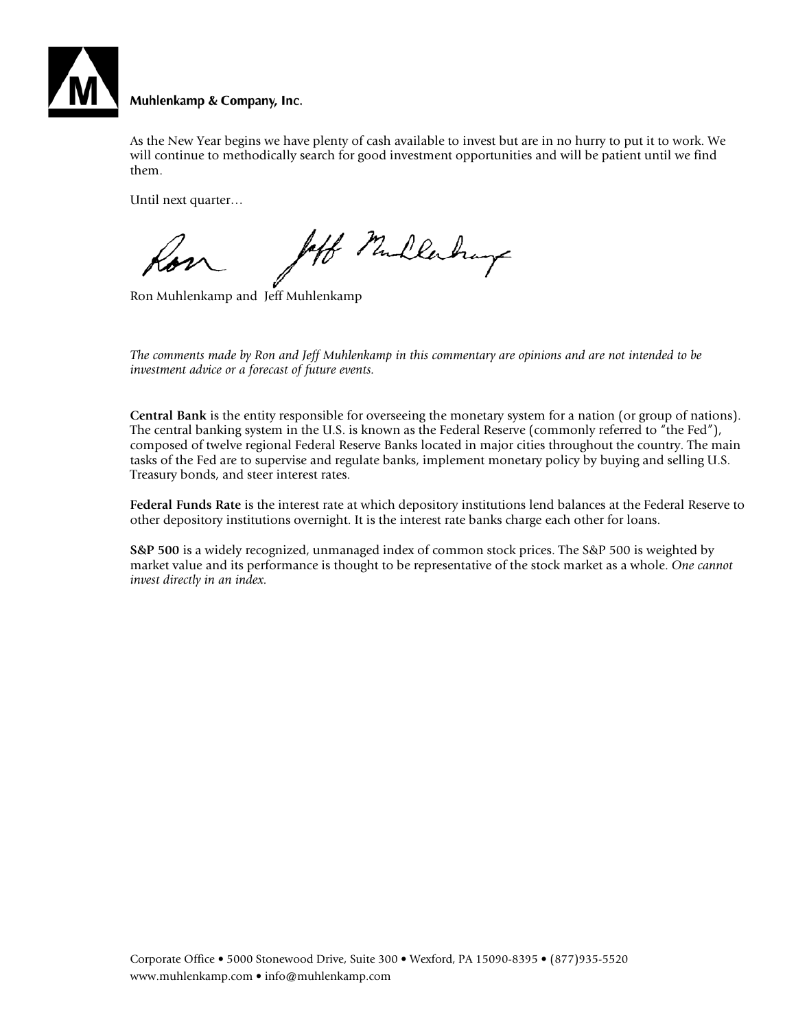Muhlenkamp & Company, Inc.

As the New Year begins we have plenty of cash available to invest but are in no hurry to put it to work. We will continue to methodically search for good investment opportunities and will be patient until we find them.

Until next quarter…

Ron Muhlenkamp and Jeff Muhlenkamp

*The comments made by Ron and Jeff Muhlenkamp in this commentary are opinions and are not intended to be investment advice or a forecast of future events.*

**Central Bank** is the entity responsible for overseeing the monetary system for a nation (or group of nations). The central banking system in the U.S. is known as the Federal Reserve (commonly referred to "the Fed"), composed of twelve regional Federal Reserve Banks located in major cities throughout the country. The main tasks of the Fed are to supervise and regulate banks, implement monetary policy by buying and selling U.S. Treasury bonds, and steer interest rates.

**Federal Funds Rate** is the interest rate at which depository institutions lend balances at the Federal Reserve to other depository institutions overnight. It is the interest rate banks charge each other for loans.

**S&P 500** is a widely recognized, unmanaged index of common stock prices. The S&P 500 is weighted by market value and its performance is thought to be representative of the stock market as a whole. *One cannot invest directly in an index.*

Corporate Office • 5000 Stonewood Drive, Suite 300 • Wexford, PA 15090-8395 • (877)935-5520
www.muhlenkamp.com • info@muhlenkamp.com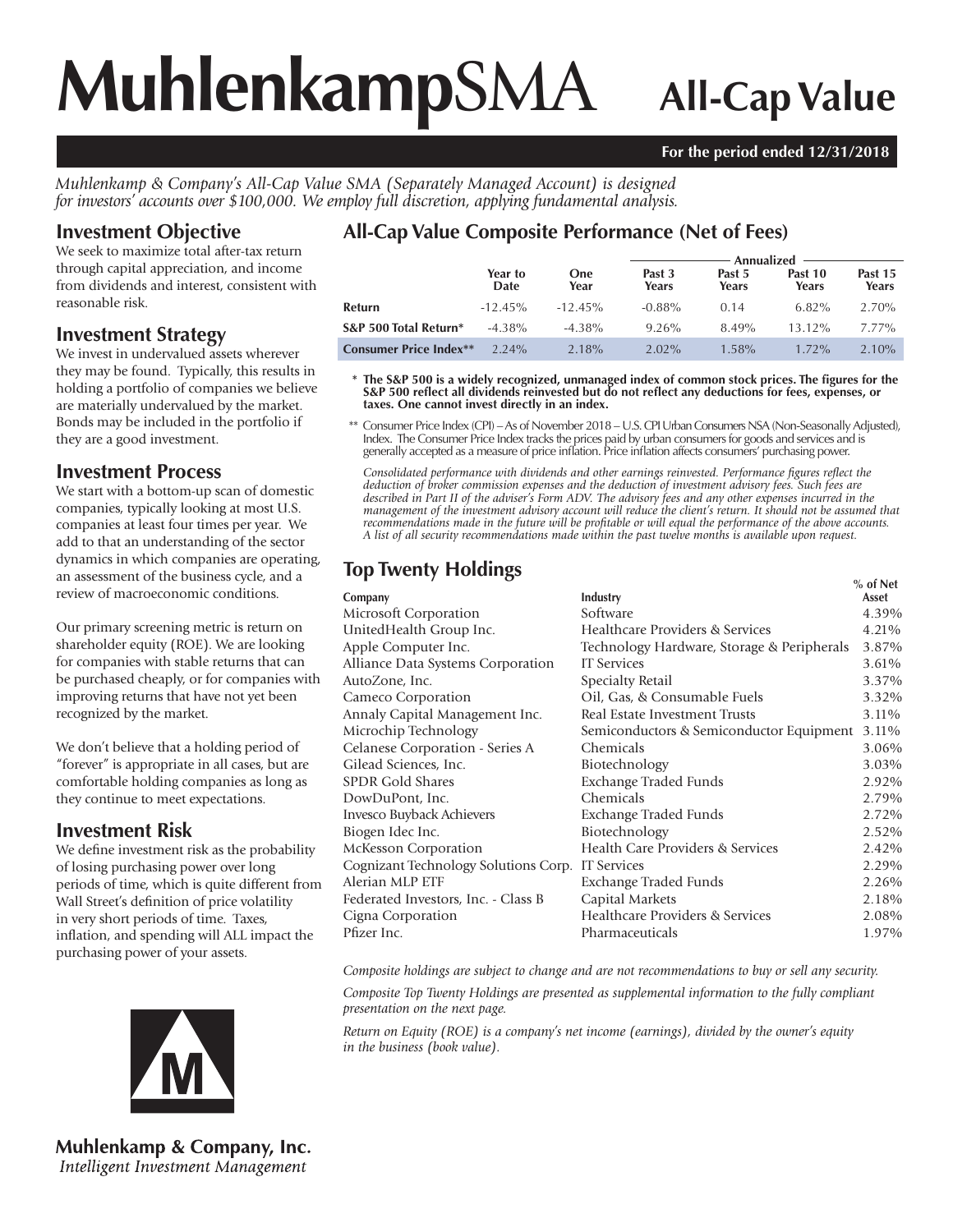# MuhlenkampSMA All-Cap Value

**For the period ended 12/31/2018**

*Muhlenkamp & Company's All-Cap Value SMA (Separately Managed Account) is designed for investors' accounts over $100,000. We employ full discretion, applying fundamental analysis.*

## Investment Objective

We seek to maximize total after-tax return through capital appreciation, and income from dividends and interest, consistent with reasonable risk.

## Investment Strategy

We invest in undervalued assets wherever they may be found. Typically, this results in holding a portfolio of companies we believe are materially undervalued by the market. Bonds may be included in the portfolio if they are a good investment.

## Investment Process

We start with a bottom-up scan of domestic companies, typically looking at most U.S. companies at least four times per year. We add to that an understanding of the sector dynamics in which companies are operating, an assessment of the business cycle, and a review of macroeconomic conditions.

Our primary screening metric is return on shareholder equity (ROE). We are looking for companies with stable returns that can be purchased cheaply, or for companies with improving returns that have not yet been recognized by the market.

We don't believe that a holding period of "forever" is appropriate in all cases, but are comfortable holding companies as long as they continue to meet expectations.

## Investment Risk

We define investment risk as the probability of losing purchasing power over long periods of time, which is quite different from Wall Street's definition of price volatility in very short periods of time. Taxes, inflation, and spending will ALL impact the purchasing power of your assets.

## All-Cap Value Composite Performance (Net of Fees)

| | | | Annualized | | | |
|---|---|---|---|---|---|---|
| | Year to Date | One Year | Past 3 Years | Past 5 Years | Past 10 Years | Past 15 Years |
| **Return** | -12.45% | -12.45% | -0.88% | 0.14 | 6.82% | 2.70% |
| **S&P 500 Total Return*** | -4.38% | -4.38% | 9.26% | 8.49% | 13.12% | 7.77% |
| **Consumer Price Index**** | 2.24% | 2.18% | 2.02% | 1.58% | 1.72% | 2.10% |

\* **The S&P 500 is a widely recognized, unmanaged index of common stock prices. The figures for the S&P 500 reflect all dividends reinvested but do not reflect any deductions for fees, expenses, or taxes. One cannot invest directly in an index.**

\*\* Consumer Price Index (CPI) – As of November 2018 – U.S. CPI Urban Consumers NSA (Non-Seasonally Adjusted), Index. The Consumer Price Index tracks the prices paid by urban consumers for goods and services and is generally accepted as a measure of price inflation. Price inflation affects consumers' purchasing power.

*Consolidated performance with dividends and other earnings reinvested. Performance figures reflect the deduction of broker commission expenses and the deduction of investment advisory fees. Such fees are described in Part II of the adviser's Form ADV. The advisory fees and any other expenses incurred in the management of the investment advisory account will reduce the client's return. It should not be assumed that recommendations made in the future will be profitable or will equal the performance of the above accounts. A list of all security recommendations made within the past twelve months is available upon request.*

## Top Twenty Holdings

| Company | Industry | % of Net Asset |
|---|---|---|
| Microsoft Corporation | Software | 4.39% |
| UnitedHealth Group Inc. | Healthcare Providers & Services | 4.21% |
| Apple Computer Inc. | Technology Hardware, Storage & Peripherals | 3.87% |
| Alliance Data Systems Corporation | IT Services | 3.61% |
| AutoZone, Inc. | Specialty Retail | 3.37% |
| Cameco Corporation | Oil, Gas, & Consumable Fuels | 3.32% |
| Annaly Capital Management Inc. | Real Estate Investment Trusts | 3.11% |
| Microchip Technology | Semiconductors & Semiconductor Equipment | 3.11% |
| Celanese Corporation - Series A | Chemicals | 3.06% |
| Gilead Sciences, Inc. | Biotechnology | 3.03% |
| SPDR Gold Shares | Exchange Traded Funds | 2.92% |
| DowDuPont, Inc. | Chemicals | 2.79% |
| Invesco Buyback Achievers | Exchange Traded Funds | 2.72% |
| Biogen Idec Inc. | Biotechnology | 2.52% |
| McKesson Corporation | Health Care Providers & Services | 2.42% |
| Cognizant Technology Solutions Corp. | IT Services | 2.29% |
| Alerian MLP ETF | Exchange Traded Funds | 2.26% |
| Federated Investors, Inc. - Class B | Capital Markets | 2.18% |
| Cigna Corporation | Healthcare Providers & Services | 2.08% |
| Pfizer Inc. | Pharmaceuticals | 1.97% |

*Composite holdings are subject to change and are not recommendations to buy or sell any security.*

*Composite Top Twenty Holdings are presented as supplemental information to the fully compliant presentation on the next page.*

*Return on Equity (ROE) is a company's net income (earnings), divided by the owner's equity in the business (book value).*

**Muhlenkamp & Company, Inc.**
*Intelligent Investment Management*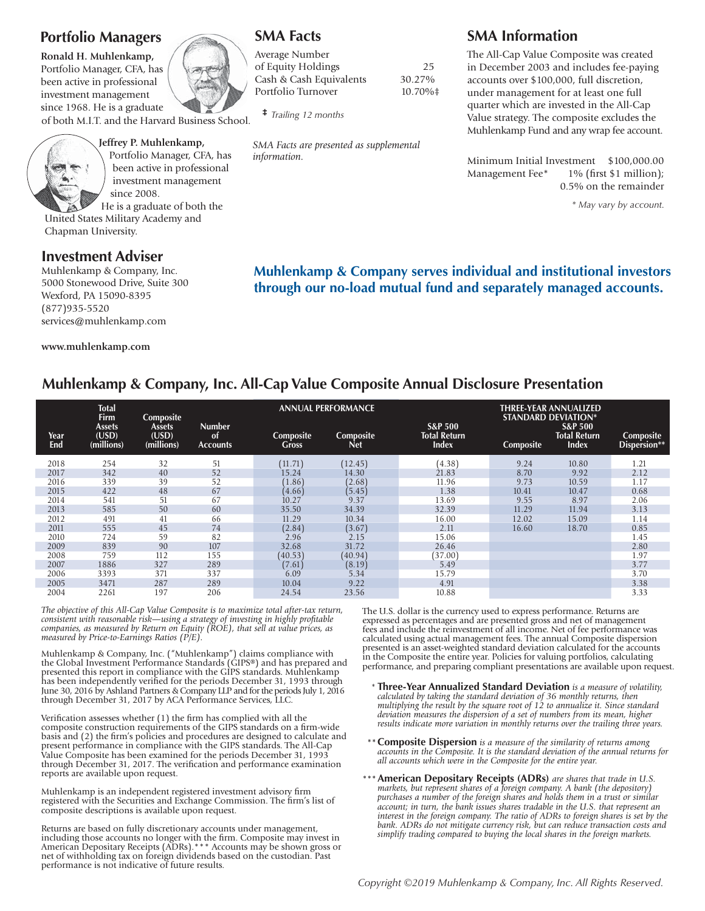## Portfolio Managers

**Ronald H. Muhlenkamp,** Portfolio Manager, CFA, has been active in professional investment management since 1968. He is a graduate of both M.I.T. and the Harvard Business School.

**Jeffrey P. Muhlenkamp,** Portfolio Manager, CFA, has been active in professional investment management since 2008. He is a graduate of both the United States Military Academy and Chapman University.

## Investment Adviser

Muhlenkamp & Company, Inc.
5000 Stonewood Drive, Suite 300
Wexford, PA 15090-8395
(877)935-5520
services@muhlenkamp.com

**www.muhlenkamp.com**

## SMA Facts

| | |
|---|---|
| Average Number of Equity Holdings | 25 |
| Cash & Cash Equivalents | 30.27% |
| Portfolio Turnover | 10.70%‡ |

‡ *Trailing 12 months*

*SMA Facts are presented as supplemental information.*

## SMA Information

The All-Cap Value Composite was created in December 2003 and includes fee-paying accounts over $100,000, full discretion, under management for at least one full quarter which are invested in the All-Cap Value strategy. The composite excludes the Muhlenkamp Fund and any wrap fee account.

Minimum Initial Investment $100,000.00
Management Fee* 1% (first $1 million); 0.5% on the remainder

*\* May vary by account.*

**Muhlenkamp & Company serves individual and institutional investors through our no-load mutual fund and separately managed accounts.**

## Muhlenkamp & Company, Inc. All-Cap Value Composite Annual Disclosure Presentation

| Year End | Total Firm Assets (USD) (millions) | Composite Assets (USD) (millions) | Number of Accounts | ANNUAL PERFORMANCE Composite Gross | Composite Net | S&P 500 Total Return Index | THREE-YEAR ANNUALIZED STANDARD DEVIATION* Composite | S&P 500 Total Return Index | Composite Dispersion** |
|---|---|---|---|---|---|---|---|---|---|
| 2018 | 254 | 32 | 51 | (11.71) | (12.45) | (4.38) | 9.24 | 10.80 | 1.21 |
| 2017 | 342 | 40 | 52 | 15.24 | 14.30 | 21.83 | 8.70 | 9.92 | 2.12 |
| 2016 | 339 | 39 | 52 | (1.86) | (2.68) | 11.96 | 9.73 | 10.59 | 1.17 |
| 2015 | 422 | 48 | 67 | (4.66) | (5.45) | 1.38 | 10.41 | 10.47 | 0.68 |
| 2014 | 541 | 51 | 67 | 10.27 | 9.37 | 13.69 | 9.55 | 8.97 | 2.06 |
| 2013 | 585 | 50 | 60 | 35.50 | 34.39 | 32.39 | 11.29 | 11.94 | 3.13 |
| 2012 | 491 | 41 | 66 | 11.29 | 10.34 | 16.00 | 12.02 | 15.09 | 1.14 |
| 2011 | 555 | 45 | 74 | (2.84) | (3.67) | 2.11 | 16.60 | 18.70 | 0.85 |
| 2010 | 724 | 59 | 82 | 2.96 | 2.15 | 15.06 | | | 1.45 |
| 2009 | 839 | 90 | 107 | 32.68 | 31.72 | 26.46 | | | 2.80 |
| 2008 | 759 | 112 | 155 | (40.53) | (40.94) | (37.00) | | | 1.97 |
| 2007 | 1886 | 327 | 289 | (7.61) | (8.19) | 5.49 | | | 3.77 |
| 2006 | 3393 | 371 | 337 | 6.09 | 5.34 | 15.79 | | | 3.70 |
| 2005 | 3471 | 287 | 289 | 10.04 | 9.22 | 4.91 | | | 3.38 |
| 2004 | 2261 | 197 | 206 | 24.54 | 23.56 | 10.88 | | | 3.33 |

*The objective of this All-Cap Value Composite is to maximize total after-tax return, consistent with reasonable risk—using a strategy of investing in highly profitable companies, as measured by Return on Equity (ROE), that sell at value prices, as measured by Price-to-Earnings Ratios (P/E).*

Muhlenkamp & Company, Inc. ("Muhlenkamp") claims compliance with the Global Investment Performance Standards (GIPS®) and has prepared and presented this report in compliance with the GIPS standards. Muhlenkamp has been independently verified for the periods December 31, 1993 through June 30, 2016 by Ashland Partners & Company LLP and for the periods July 1, 2016 through December 31, 2017 by ACA Performance Services, LLC.

Verification assesses whether (1) the firm has complied with all the composite construction requirements of the GIPS standards on a firm-wide basis and (2) the firm's policies and procedures are designed to calculate and present performance in compliance with the GIPS standards. The All-Cap Value Composite has been examined for the periods December 31, 1993 through December 31, 2017. The verification and performance examination reports are available upon request.

Muhlenkamp is an independent registered investment advisory firm registered with the Securities and Exchange Commission. The firm's list of composite descriptions is available upon request.

Returns are based on fully discretionary accounts under management, including those accounts no longer with the firm. Composite may invest in American Depositary Receipts (ADRs).*** Accounts may be shown gross or net of withholding tax on foreign dividends based on the custodian. Past performance is not indicative of future results.

The U.S. dollar is the currency used to express performance. Returns are expressed as percentages and are presented gross and net of management fees and include the reinvestment of all income. Net of fee performance was calculated using actual management fees. The annual Composite dispersion presented is an asset-weighted standard deviation calculated for the accounts in the Composite the entire year. Policies for valuing portfolios, calculating performance, and preparing compliant presentations are available upon request.

\* **Three-Year Annualized Standard Deviation** *is a measure of volatility, calculated by taking the standard deviation of 36 monthly returns, then multiplying the result by the square root of 12 to annualize it. Since standard deviation measures the dispersion of a set of numbers from its mean, higher results indicate more variation in monthly returns over the trailing three years.*

\*\* **Composite Dispersion** *is a measure of the similarity of returns among accounts in the Composite. It is the standard deviation of the annual returns for all accounts which were in the Composite for the entire year.*

\*\*\* **American Depositary Receipts (ADRs)** *are shares that trade in U.S. markets, but represent shares of a foreign company. A bank (the depository) purchases a number of the foreign shares and holds them in a trust or similar account; in turn, the bank issues shares tradable in the U.S. that represent an interest in the foreign company. The ratio of ADRs to foreign shares is set by the bank. ADRs do not mitigate currency risk, but can reduce transaction costs and simplify trading compared to buying the local shares in the foreign markets.*

*Copyright ©2019 Muhlenkamp & Company, Inc. All Rights Reserved.*